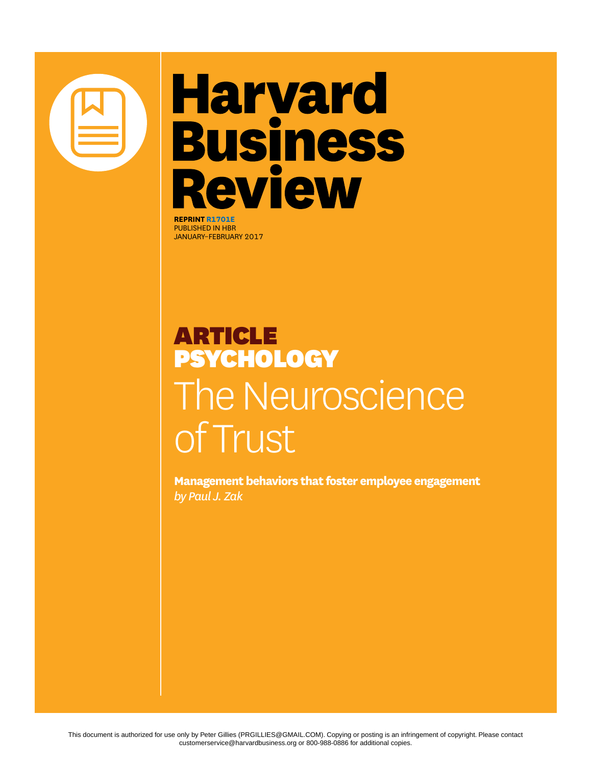# Harvard Business Review

**REPRINT R1701E**
PUBLISHED IN HBR
JANUARY–FEBRUARY 2017

**ARTICLE**
**PSYCHOLOGY**

# The Neuroscience of Trust

**Management behaviors that foster employee engagement**
*by Paul J. Zak*

This document is authorized for use only by Peter Gillies (PRGILLIES@GMAIL.COM). Copying or posting is an infringement of copyright. Please contact customerservice@harvardbusiness.org or 800-988-0886 for additional copies.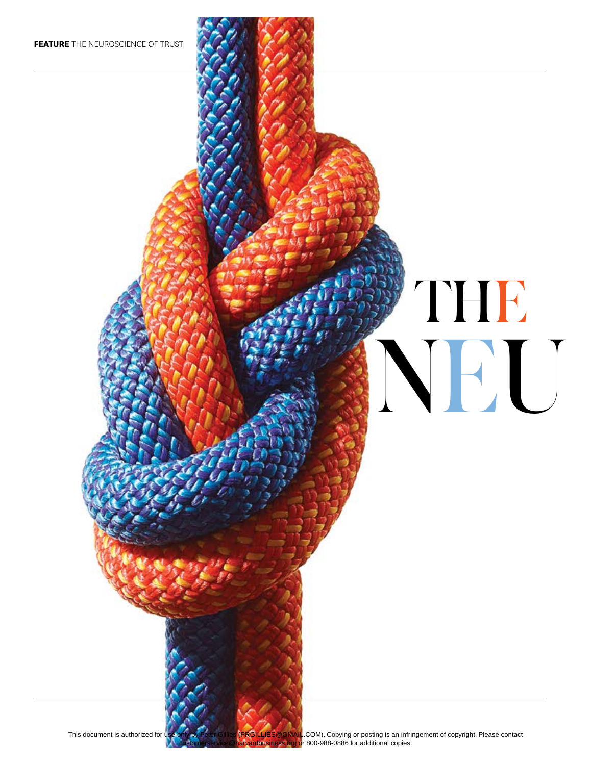# THE NEU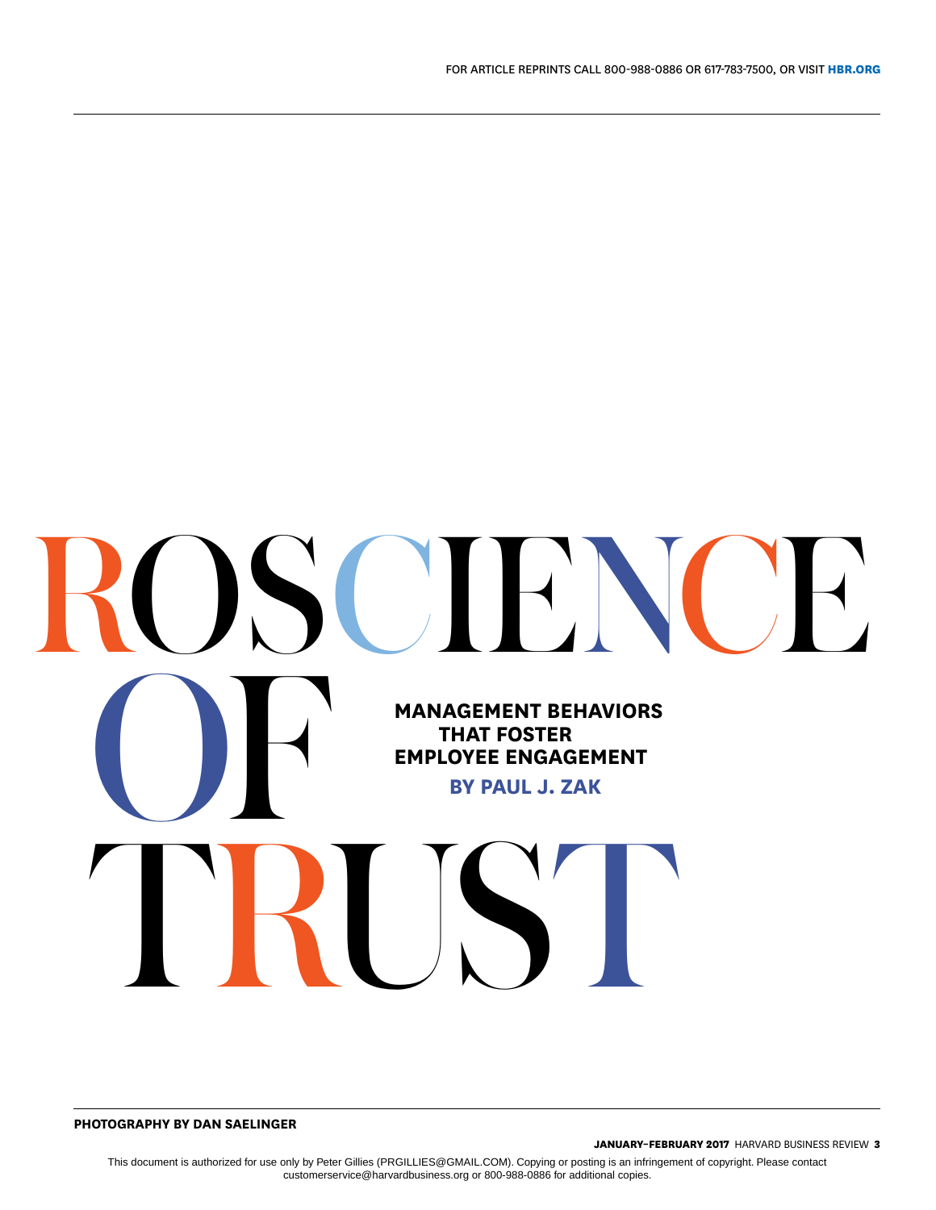# ROSCIENCE OF TRUST

**MANAGEMENT BEHAVIORS THAT FOSTER EMPLOYEE ENGAGEMENT**

**BY PAUL J. ZAK**

**PHOTOGRAPHY BY DAN SAELINGER**

This document is authorized for use only by Peter Gillies (PRGILLIES@GMAIL.COM). Copying or posting is an infringement of copyright. Please contact customerservice@harvardbusiness.org or 800-988-0886 for additional copies.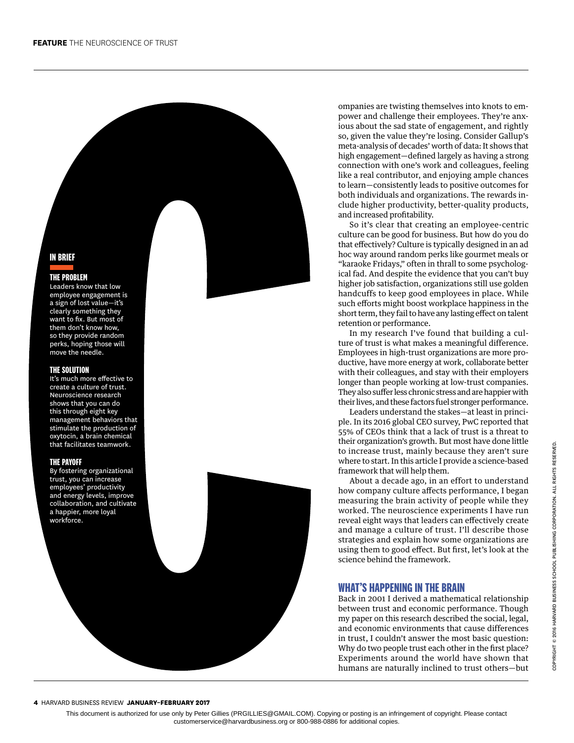## IN BRIEF

### THE PROBLEM

Leaders know that low employee engagement is a sign of lost value—it's clearly something they want to fix. But most of them don't know how, so they provide random perks, hoping those will move the needle.

### THE SOLUTION

It's much more effective to create a culture of trust. Neuroscience research shows that you can do this through eight key management behaviors that stimulate the production of oxytocin, a brain chemical that facilitates teamwork.

### THE PAYOFF

By fostering organizational trust, you can increase employees' productivity and energy levels, improve collaboration, and cultivate a happier, more loyal workforce.

Companies are twisting themselves into knots to empower and challenge their employees. They're anxious about the sad state of engagement, and rightly so, given the value they're losing. Consider Gallup's meta-analysis of decades' worth of data: It shows that high engagement—defined largely as having a strong connection with one's work and colleagues, feeling like a real contributor, and enjoying ample chances to learn—consistently leads to positive outcomes for both individuals and organizations. The rewards include higher productivity, better-quality products, and increased profitability.

So it's clear that creating an employee-centric culture can be good for business. But how do you do that effectively? Culture is typically designed in an ad hoc way around random perks like gourmet meals or "karaoke Fridays," often in thrall to some psychological fad. And despite the evidence that you can't buy higher job satisfaction, organizations still use golden handcuffs to keep good employees in place. While such efforts might boost workplace happiness in the short term, they fail to have any lasting effect on talent retention or performance.

In my research I've found that building a culture of trust is what makes a meaningful difference. Employees in high-trust organizations are more productive, have more energy at work, collaborate better with their colleagues, and stay with their employers longer than people working at low-trust companies. They also suffer less chronic stress and are happier with their lives, and these factors fuel stronger performance.

Leaders understand the stakes—at least in principle. In its 2016 global CEO survey, PwC reported that 55% of CEOs think that a lack of trust is a threat to their organization's growth. But most have done little to increase trust, mainly because they aren't sure where to start. In this article I provide a science-based framework that will help them.

About a decade ago, in an effort to understand how company culture affects performance, I began measuring the brain activity of people while they worked. The neuroscience experiments I have run reveal eight ways that leaders can effectively create and manage a culture of trust. I'll describe those strategies and explain how some organizations are using them to good effect. But first, let's look at the science behind the framework.

## WHAT'S HAPPENING IN THE BRAIN

Back in 2001 I derived a mathematical relationship between trust and economic performance. Though my paper on this research described the social, legal, and economic environments that cause differences in trust, I couldn't answer the most basic question: Why do two people trust each other in the first place? Experiments around the world have shown that humans are naturally inclined to trust others—but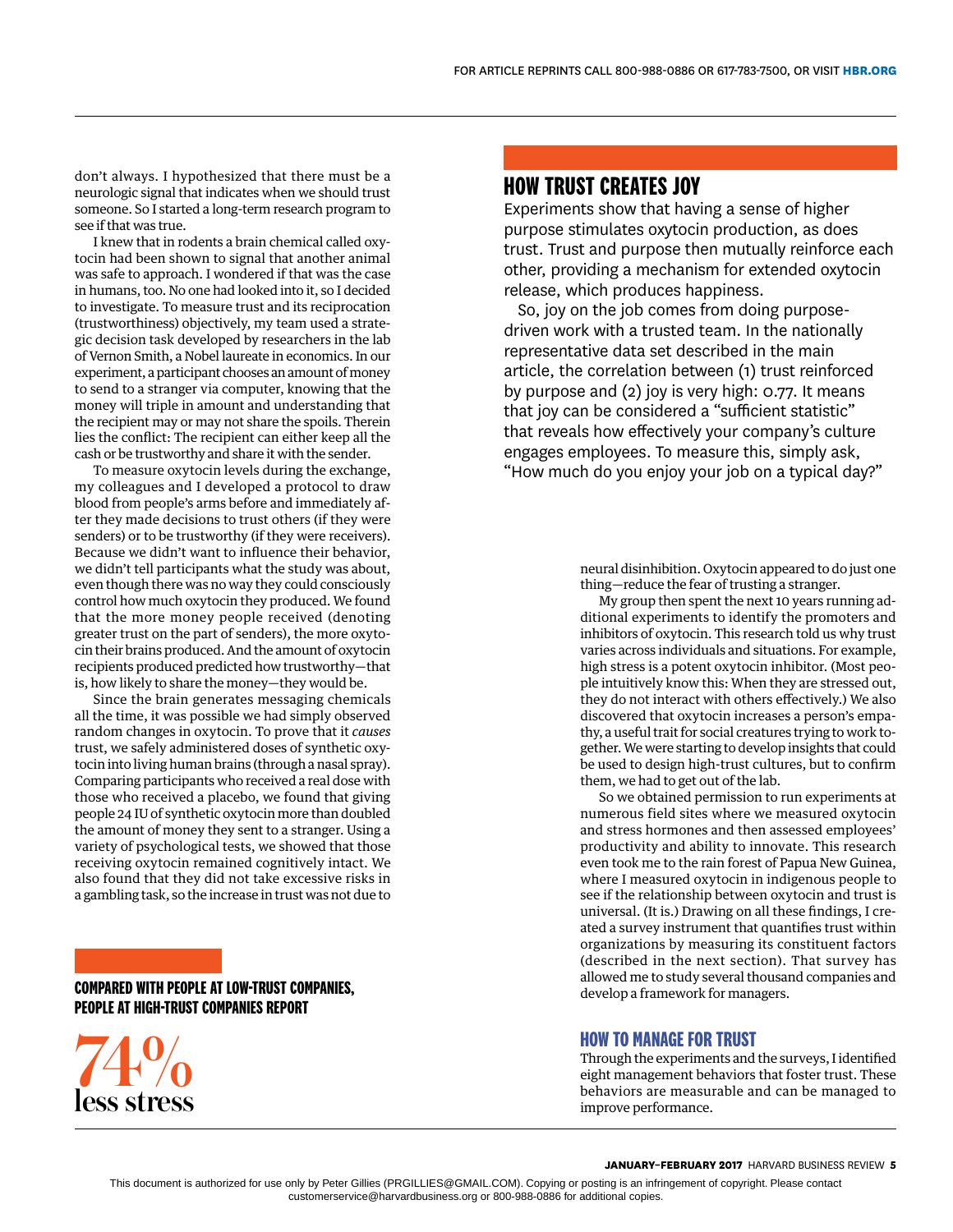don't always. I hypothesized that there must be a neurologic signal that indicates when we should trust someone. So I started a long-term research program to see if that was true.

I knew that in rodents a brain chemical called oxytocin had been shown to signal that another animal was safe to approach. I wondered if that was the case in humans, too. No one had looked into it, so I decided to investigate. To measure trust and its reciprocation (trustworthiness) objectively, my team used a strategic decision task developed by researchers in the lab of Vernon Smith, a Nobel laureate in economics. In our experiment, a participant chooses an amount of money to send to a stranger via computer, knowing that the money will triple in amount and understanding that the recipient may or may not share the spoils. Therein lies the conflict: The recipient can either keep all the cash or be trustworthy and share it with the sender.

To measure oxytocin levels during the exchange, my colleagues and I developed a protocol to draw blood from people's arms before and immediately after they made decisions to trust others (if they were senders) or to be trustworthy (if they were receivers). Because we didn't want to influence their behavior, we didn't tell participants what the study was about, even though there was no way they could consciously control how much oxytocin they produced. We found that the more money people received (denoting greater trust on the part of senders), the more oxytocin their brains produced. And the amount of oxytocin recipients produced predicted how trustworthy—that is, how likely to share the money—they would be.

Since the brain generates messaging chemicals all the time, it was possible we had simply observed random changes in oxytocin. To prove that it *causes* trust, we safely administered doses of synthetic oxytocin into living human brains (through a nasal spray). Comparing participants who received a real dose with those who received a placebo, we found that giving people 24 IU of synthetic oxytocin more than doubled the amount of money they sent to a stranger. Using a variety of psychological tests, we showed that those receiving oxytocin remained cognitively intact. We also found that they did not take excessive risks in a gambling task, so the increase in trust was not due to neural disinhibition. Oxytocin appeared to do just one thing—reduce the fear of trusting a stranger.

My group then spent the next 10 years running additional experiments to identify the promoters and inhibitors of oxytocin. This research told us why trust varies across individuals and situations. For example, high stress is a potent oxytocin inhibitor. (Most people intuitively know this: When they are stressed out, they do not interact with others effectively.) We also discovered that oxytocin increases a person's empathy, a useful trait for social creatures trying to work together. We were starting to develop insights that could be used to design high-trust cultures, but to confirm them, we had to get out of the lab.

So we obtained permission to run experiments at numerous field sites where we measured oxytocin and stress hormones and then assessed employees' productivity and ability to innovate. This research even took me to the rain forest of Papua New Guinea, where I measured oxytocin in indigenous people to see if the relationship between oxytocin and trust is universal. (It is.) Drawing on all these findings, I created a survey instrument that quantifies trust within organizations by measuring its constituent factors (described in the next section). That survey has allowed me to study several thousand companies and develop a framework for managers.

## HOW TO MANAGE FOR TRUST

Through the experiments and the surveys, I identified eight management behaviors that foster trust. These behaviors are measurable and can be managed to improve performance.

## HOW TRUST CREATES JOY

Experiments show that having a sense of higher purpose stimulates oxytocin production, as does trust. Trust and purpose then mutually reinforce each other, providing a mechanism for extended oxytocin release, which produces happiness.

So, joy on the job comes from doing purpose-driven work with a trusted team. In the nationally representative data set described in the main article, the correlation between (1) trust reinforced by purpose and (2) joy is very high: 0.77. It means that joy can be considered a "sufficient statistic" that reveals how effectively your company's culture engages employees. To measure this, simply ask, "How much do you enjoy your job on a typical day?"

**COMPARED WITH PEOPLE AT LOW-TRUST COMPANIES, PEOPLE AT HIGH-TRUST COMPANIES REPORT**

**74%**
**less stress**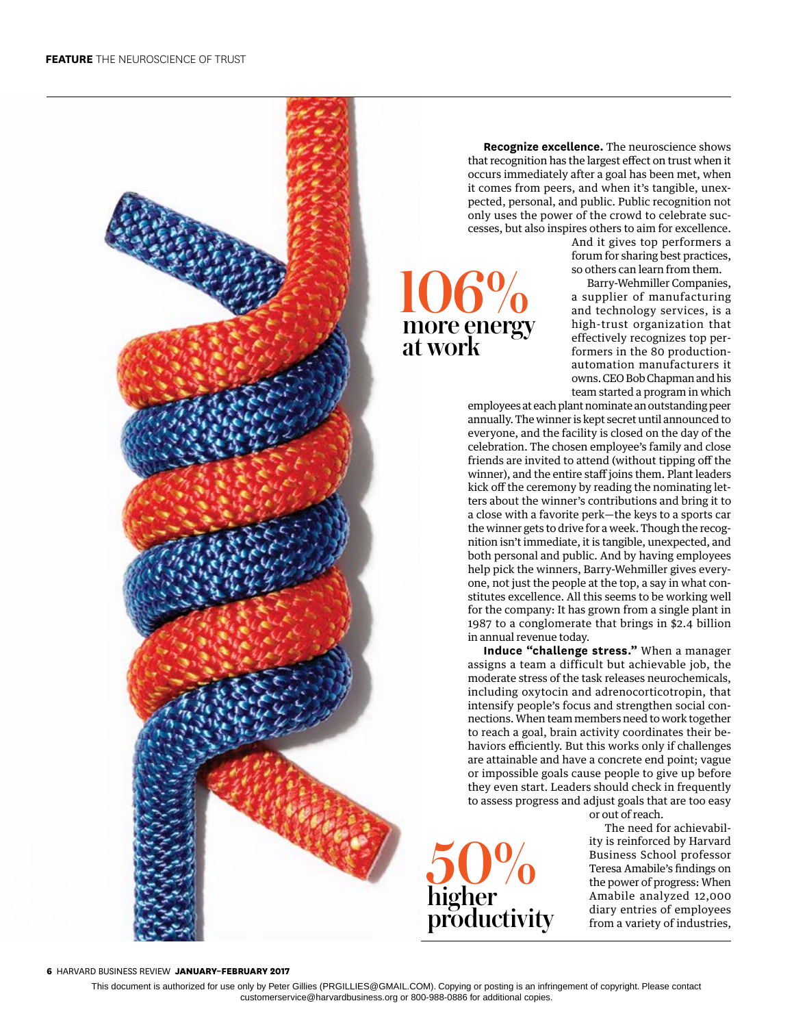**Recognize excellence.** The neuroscience shows that recognition has the largest effect on trust when it occurs immediately after a goal has been met, when it comes from peers, and when it's tangible, unexpected, personal, and public. Public recognition not only uses the power of the crowd to celebrate successes, but also inspires others to aim for excellence. And it gives top performers a forum for sharing best practices, so others can learn from them.

**106% more energy at work**

Barry-Wehmiller Companies, a supplier of manufacturing and technology services, is a high-trust organization that effectively recognizes top performers in the 80 production-automation manufacturers it owns. CEO Bob Chapman and his team started a program in which employees at each plant nominate an outstanding peer annually. The winner is kept secret until announced to everyone, and the facility is closed on the day of the celebration. The chosen employee's family and close friends are invited to attend (without tipping off the winner), and the entire staff joins them. Plant leaders kick off the ceremony by reading the nominating letters about the winner's contributions and bring it to a close with a favorite perk—the keys to a sports car the winner gets to drive for a week. Though the recognition isn't immediate, it is tangible, unexpected, and both personal and public. And by having employees help pick the winners, Barry-Wehmiller gives everyone, not just the people at the top, a say in what constitutes excellence. All this seems to be working well for the company: It has grown from a single plant in 1987 to a conglomerate that brings in $2.4 billion in annual revenue today.

**Induce "challenge stress."** When a manager assigns a team a difficult but achievable job, the moderate stress of the task releases neurochemicals, including oxytocin and adrenocorticotropin, that intensify people's focus and strengthen social connections. When team members need to work together to reach a goal, brain activity coordinates their behaviors efficiently. But this works only if challenges are attainable and have a concrete end point; vague or impossible goals cause people to give up before they even start. Leaders should check in frequently to assess progress and adjust goals that are too easy or out of reach.

**50% higher productivity**

The need for achievability is reinforced by Harvard Business School professor Teresa Amabile's findings on the power of progress: When Amabile analyzed 12,000 diary entries of employees from a variety of industries,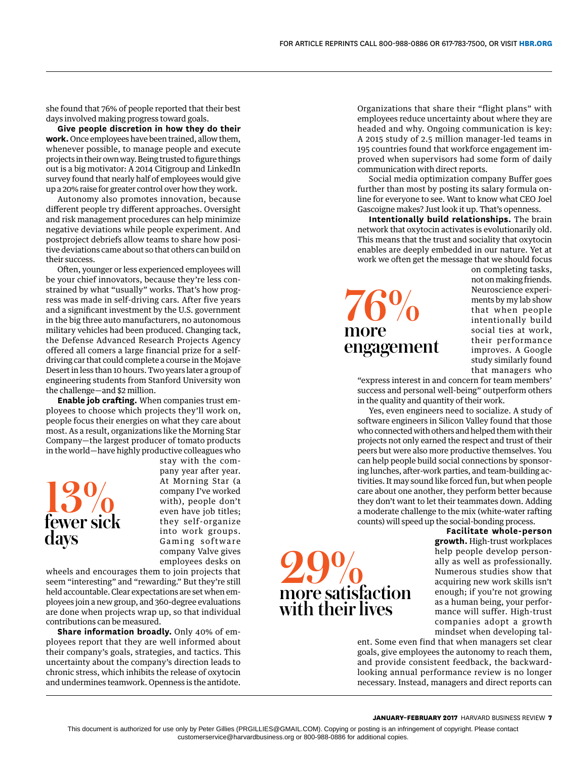she found that 76% of people reported that their best days involved making progress toward goals.

**Give people discretion in how they do their work.** Once employees have been trained, allow them, whenever possible, to manage people and execute projects in their own way. Being trusted to figure things out is a big motivator: A 2014 Citigroup and LinkedIn survey found that nearly half of employees would give up a 20% raise for greater control over how they work.

Autonomy also promotes innovation, because different people try different approaches. Oversight and risk management procedures can help minimize negative deviations while people experiment. And postproject debriefs allow teams to share how positive deviations came about so that others can build on their success.

Often, younger or less experienced employees will be your chief innovators, because they're less constrained by what "usually" works. That's how progress was made in self-driving cars. After five years and a significant investment by the U.S. government in the big three auto manufacturers, no autonomous military vehicles had been produced. Changing tack, the Defense Advanced Research Projects Agency offered all comers a large financial prize for a self-driving car that could complete a course in the Mojave Desert in less than 10 hours. Two years later a group of engineering students from Stanford University won the challenge—and $2 million.

**Enable job crafting.** When companies trust employees to choose which projects they'll work on, people focus their energies on what they care about most. As a result, organizations like the Morning Star Company—the largest producer of tomato products in the world—have highly productive colleagues who stay with the company year after year. At Morning Star (a company I've worked with), people don't even have job titles; they self-organize into work groups. Gaming software company Valve gives employees desks on wheels and encourages them to join projects that seem "interesting" and "rewarding." But they're still held accountable. Clear expectations are set when employees join a new group, and 360-degree evaluations are done when projects wrap up, so that individual contributions can be measured.

**13% fewer sick days**

**Share information broadly.** Only 40% of employees report that they are well informed about their company's goals, strategies, and tactics. This uncertainty about the company's direction leads to chronic stress, which inhibits the release of oxytocin and undermines teamwork. Openness is the antidote. Organizations that share their "flight plans" with employees reduce uncertainty about where they are headed and why. Ongoing communication is key: A 2015 study of 2.5 million manager-led teams in 195 countries found that workforce engagement improved when supervisors had some form of daily communication with direct reports.

Social media optimization company Buffer goes further than most by posting its salary formula online for everyone to see. Want to know what CEO Joel Gascoigne makes? Just look it up. That's openness.

**Intentionally build relationships.** The brain network that oxytocin activates is evolutionarily old. This means that the trust and sociality that oxytocin enables are deeply embedded in our nature. Yet at work we often get the message that we should focus on completing tasks, not on making friends. Neuroscience experiments by my lab show that when people intentionally build social ties at work, their performance improves. A Google study similarly found that managers who "express interest in and concern for team members' success and personal well-being" outperform others in the quality and quantity of their work.

**76% more engagement**

Yes, even engineers need to socialize. A study of software engineers in Silicon Valley found that those who connected with others and helped them with their projects not only earned the respect and trust of their peers but were also more productive themselves. You can help people build social connections by sponsoring lunches, after-work parties, and team-building activities. It may sound like forced fun, but when people care about one another, they perform better because they don't want to let their teammates down. Adding a moderate challenge to the mix (white-water rafting counts) will speed up the social-bonding process.

**Facilitate whole-person growth.** High-trust workplaces help people develop personally as well as professionally. Numerous studies show that acquiring new work skills isn't enough; if you're not growing as a human being, your performance will suffer. High-trust companies adopt a growth mindset when developing talent. Some even find that when managers set clear goals, give employees the autonomy to reach them, and provide consistent feedback, the backward-looking annual performance review is no longer necessary. Instead, managers and direct reports can

**29% more satisfaction with their lives**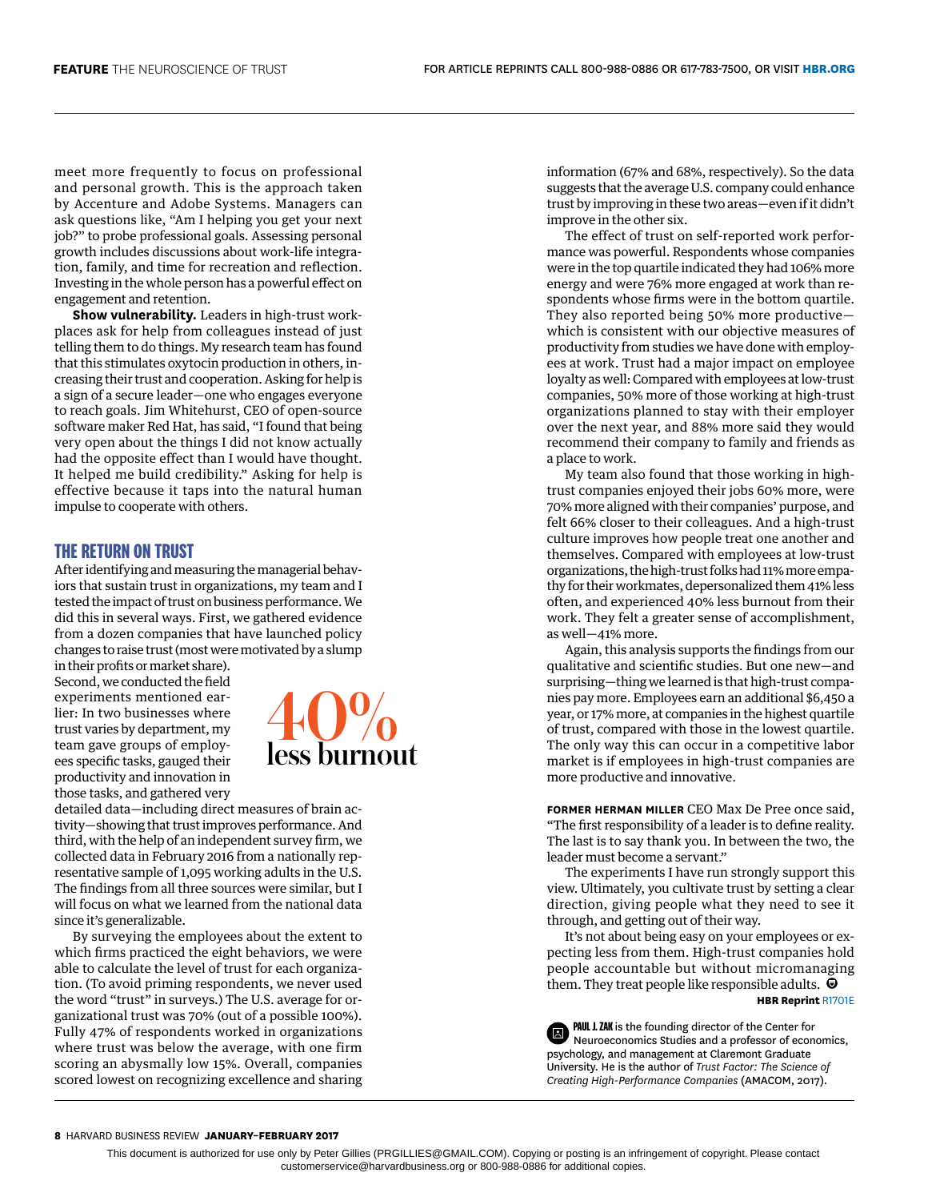meet more frequently to focus on professional and personal growth. This is the approach taken by Accenture and Adobe Systems. Managers can ask questions like, "Am I helping you get your next job?" to probe professional goals. Assessing personal growth includes discussions about work-life integration, family, and time for recreation and reflection. Investing in the whole person has a powerful effect on engagement and retention.

**Show vulnerability.** Leaders in high-trust workplaces ask for help from colleagues instead of just telling them to do things. My research team has found that this stimulates oxytocin production in others, increasing their trust and cooperation. Asking for help is a sign of a secure leader—one who engages everyone to reach goals. Jim Whitehurst, CEO of open-source software maker Red Hat, has said, "I found that being very open about the things I did not know actually had the opposite effect than I would have thought. It helped me build credibility." Asking for help is effective because it taps into the natural human impulse to cooperate with others.

## THE RETURN ON TRUST

After identifying and measuring the managerial behaviors that sustain trust in organizations, my team and I tested the impact of trust on business performance. We did this in several ways. First, we gathered evidence from a dozen companies that have launched policy changes to raise trust (most were motivated by a slump in their profits or market share). Second, we conducted the field experiments mentioned earlier: In two businesses where trust varies by department, my team gave groups of employees specific tasks, gauged their productivity and innovation in those tasks, and gathered very detailed data—including direct measures of brain activity—showing that trust improves performance. And third, with the help of an independent survey firm, we collected data in February 2016 from a nationally representative sample of 1,095 working adults in the U.S. The findings from all three sources were similar, but I will focus on what we learned from the national data since it's generalizable.

**40%**
**less burnout**

By surveying the employees about the extent to which firms practiced the eight behaviors, we were able to calculate the level of trust for each organization. (To avoid priming respondents, we never used the word "trust" in surveys.) The U.S. average for organizational trust was 70% (out of a possible 100%). Fully 47% of respondents worked in organizations where trust was below the average, with one firm scoring an abysmally low 15%. Overall, companies scored lowest on recognizing excellence and sharing information (67% and 68%, respectively). So the data suggests that the average U.S. company could enhance trust by improving in these two areas—even if it didn't improve in the other six.

The effect of trust on self-reported work performance was powerful. Respondents whose companies were in the top quartile indicated they had 106% more energy and were 76% more engaged at work than respondents whose firms were in the bottom quartile. They also reported being 50% more productive—which is consistent with our objective measures of productivity from studies we have done with employees at work. Trust had a major impact on employee loyalty as well: Compared with employees at low-trust companies, 50% more of those working at high-trust organizations planned to stay with their employer over the next year, and 88% more said they would recommend their company to family and friends as a place to work.

My team also found that those working in high-trust companies enjoyed their jobs 60% more, were 70% more aligned with their companies' purpose, and felt 66% closer to their colleagues. And a high-trust culture improves how people treat one another and themselves. Compared with employees at low-trust organizations, the high-trust folks had 11% more empathy for their workmates, depersonalized them 41% less often, and experienced 40% less burnout from their work. They felt a greater sense of accomplishment, as well—41% more.

Again, this analysis supports the findings from our qualitative and scientific studies. But one new—and surprising—thing we learned is that high-trust companies pay more. Employees earn an additional $6,450 a year, or 17% more, at companies in the highest quartile of trust, compared with those in the lowest quartile. The only way this can occur in a competitive labor market is if employees in high-trust companies are more productive and innovative.

**FORMER HERMAN MILLER** CEO Max De Pree once said, "The first responsibility of a leader is to define reality. The last is to say thank you. In between the two, the leader must become a servant."

The experiments I have run strongly support this view. Ultimately, you cultivate trust by setting a clear direction, giving people what they need to see it through, and getting out of their way.

It's not about being easy on your employees or expecting less from them. High-trust companies hold people accountable but without micromanaging them. They treat people like responsible adults.

**HBR Reprint** R1701E

**PAUL J. ZAK** is the founding director of the Center for Neuroeconomics Studies and a professor of economics, psychology, and management at Claremont Graduate University. He is the author of *Trust Factor: The Science of Creating High-Performance Companies* (AMACOM, 2017).

This document is authorized for use only by Peter Gillies (PRGILLIES@GMAIL.COM). Copying or posting is an infringement of copyright. Please contact customerservice@harvardbusiness.org or 800-988-0886 for additional copies.